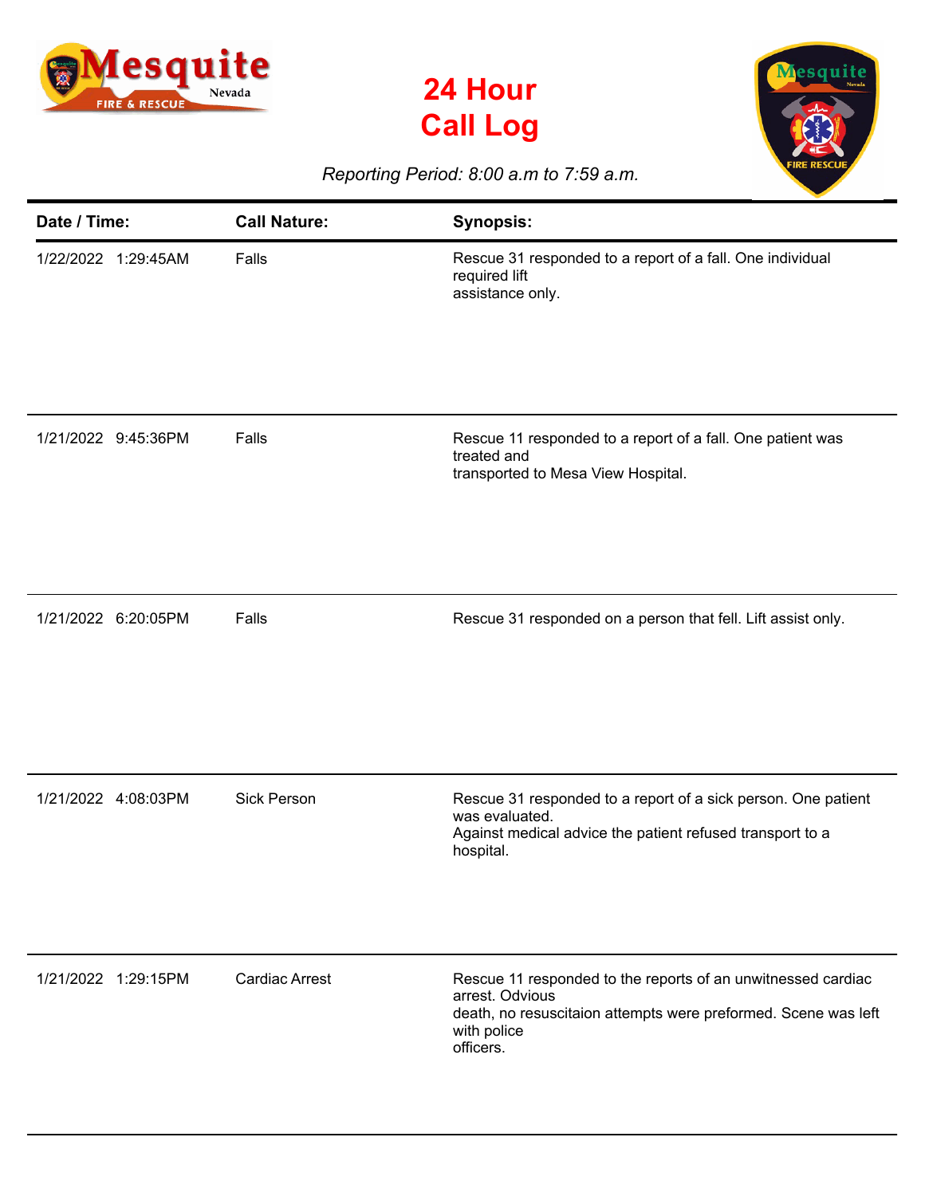# 24 Hour Call Log

*Reporting Period: 8:00 a.m to 7:59 a.m.*

| Date / Time: | Call Nature: | Synopsis: |
|---|---|---|
| 1/22/2022 1:29:45AM | Falls | Rescue 31 responded to a report of a fall. One individual required lift assistance only. |
| 1/21/2022 9:45:36PM | Falls | Rescue 11 responded to a report of a fall. One patient was treated and transported to Mesa View Hospital. |
| 1/21/2022 6:20:05PM | Falls | Rescue 31 responded on a person that fell. Lift assist only. |
| 1/21/2022 4:08:03PM | Sick Person | Rescue 31 responded to a report of a sick person. One patient was evaluated. Against medical advice the patient refused transport to a hospital. |
| 1/21/2022 1:29:15PM | Cardiac Arrest | Rescue 11 responded to the reports of an unwitnessed cardiac arrest. Odvious death, no resuscitaion attempts were preformed. Scene was left with police officers. |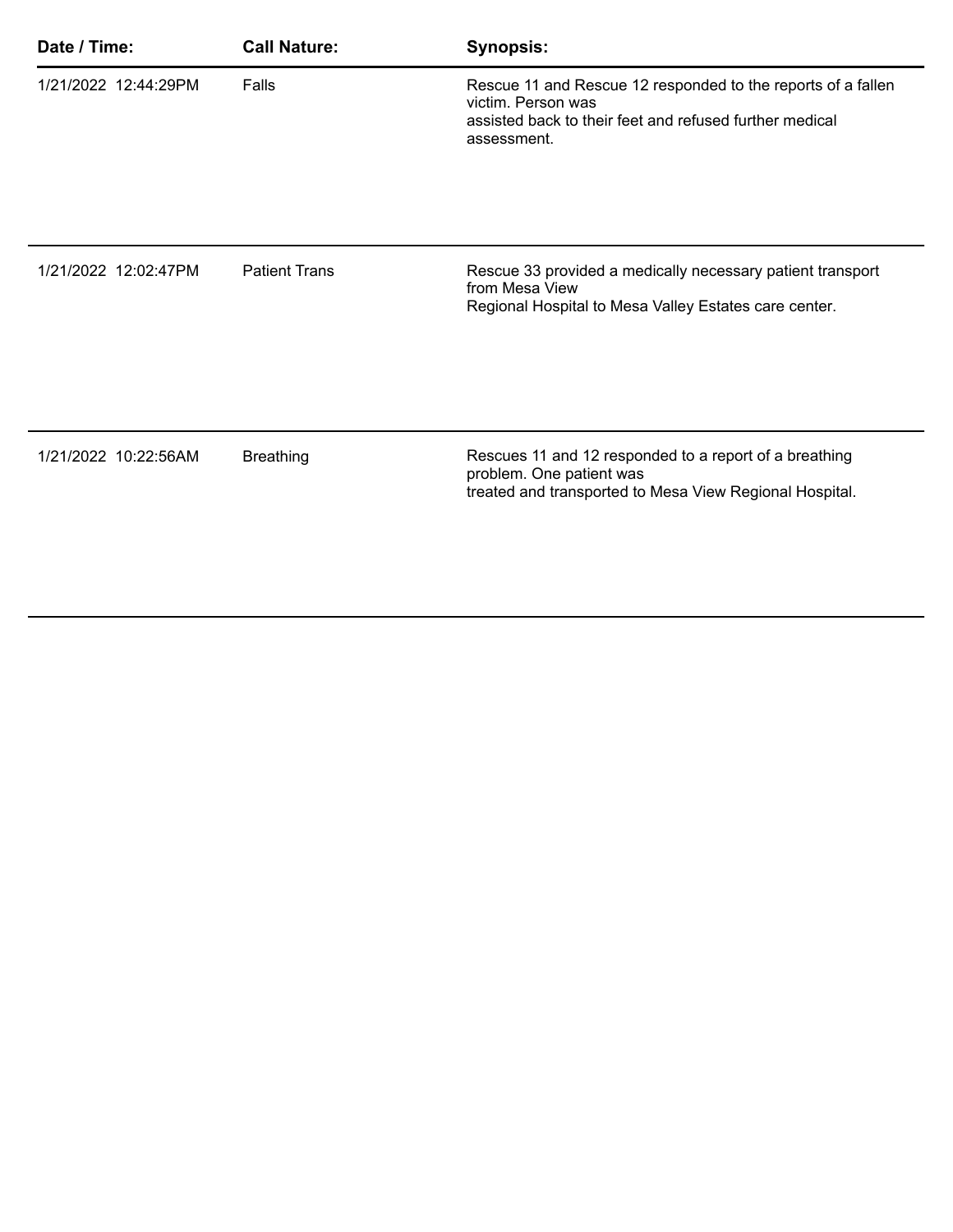| Date / Time: | Call Nature: | Synopsis: |
|---|---|---|
| 1/21/2022 12:44:29PM | Falls | Rescue 11 and Rescue 12 responded to the reports of a fallen victim. Person was assisted back to their feet and refused further medical assessment. |
| 1/21/2022 12:02:47PM | Patient Trans | Rescue 33 provided a medically necessary patient transport from Mesa View Regional Hospital to Mesa Valley Estates care center. |
| 1/21/2022 10:22:56AM | Breathing | Rescues 11 and 12 responded to a report of a breathing problem. One patient was treated and transported to Mesa View Regional Hospital. |